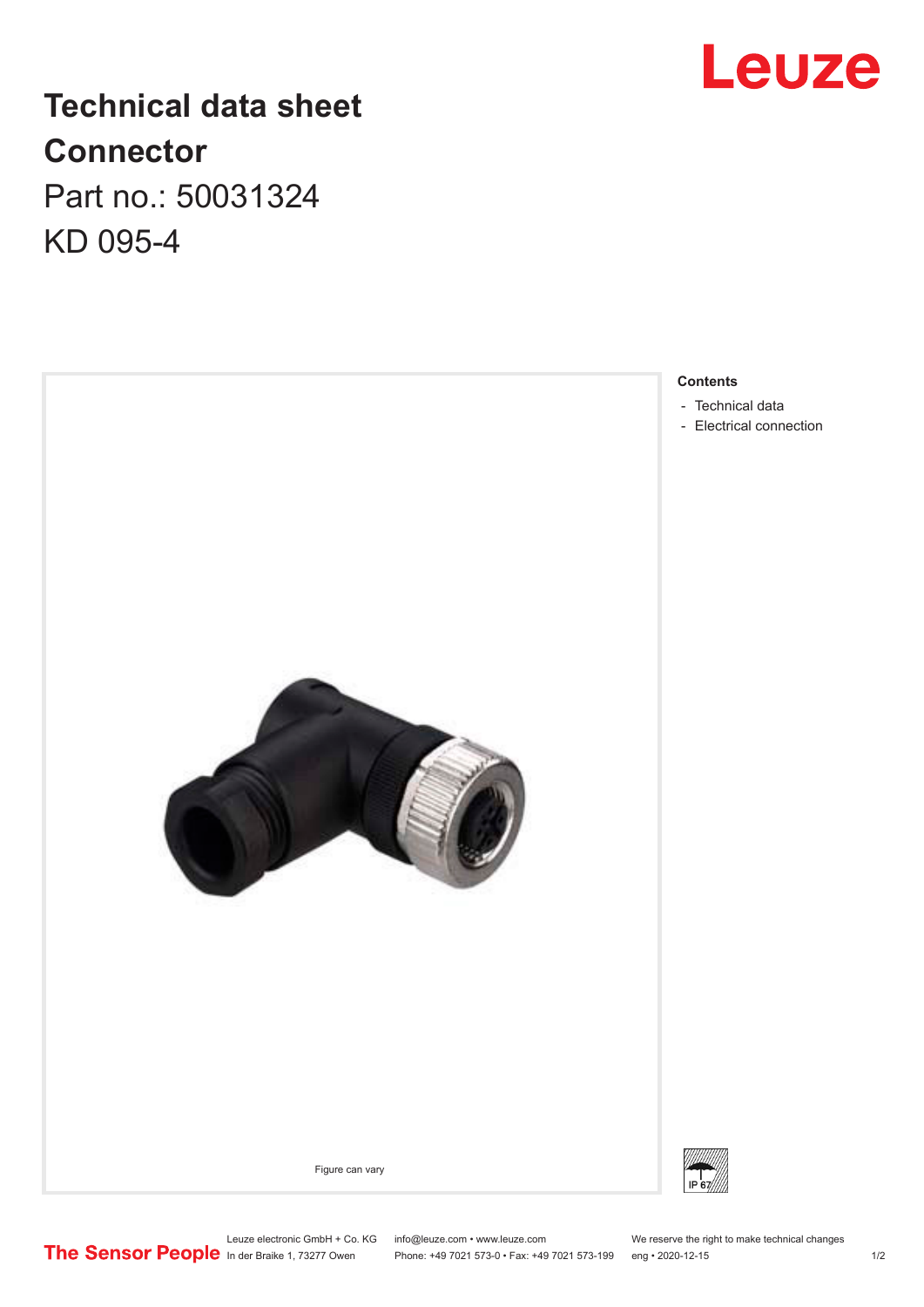# Technical data sheet

# Connector

Part no.: 50031324

KD 095-4

Figure can vary

**Contents**

- Technical data
- Electrical connection

IP 67

Leuze electronic GmbH + Co. KG
In der Braike 1, 73277 Owen

info@leuze.com • www.leuze.com
Phone: +49 7021 573-0 • Fax: +49 7021 573-199

We reserve the right to make technical changes
eng • 2020-12-15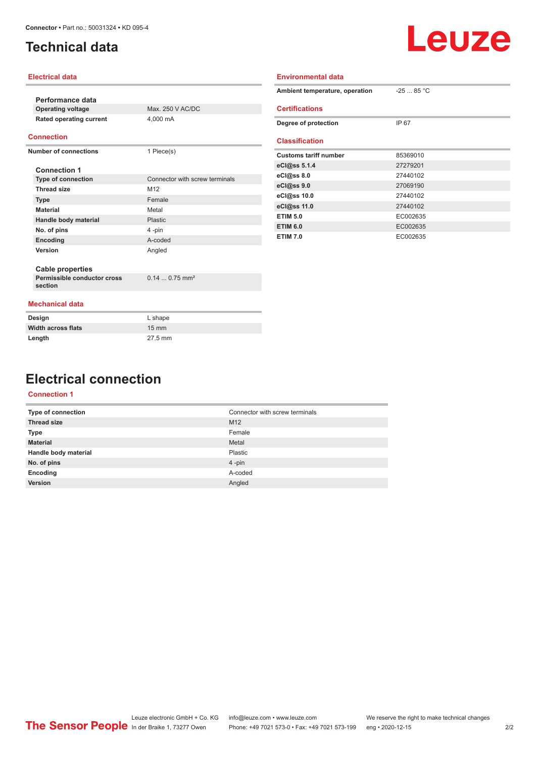# Technical data

## Electrical data

### Performance data

| | |
|---|---|
| Operating voltage | Max. 250 V AC/DC |
| Rated operating current | 4,000 mA |

## Connection

| | |
|---|---|
| Number of connections | 1 Piece(s) |

### Connection 1

| | |
|---|---|
| Type of connection | Connector with screw terminals |
| Thread size | M12 |
| Type | Female |
| Material | Metal |
| Handle body material | Plastic |
| No. of pins | 4 -pin |
| Encoding | A-coded |
| Version | Angled |

### Cable properties

| | |
|---|---|
| Permissible conductor cross section | 0.14 ... 0.75 mm² |

## Mechanical data

| | |
|---|---|
| Design | L shape |
| Width across flats | 15 mm |
| Length | 27.5 mm |

## Environmental data

| | |
|---|---|
| Ambient temperature, operation | -25 ... 85 °C |

## Certifications

| | |
|---|---|
| Degree of protection | IP 67 |

## Classification

| | |
|---|---|
| Customs tariff number | 85369010 |
| eCl@ss 5.1.4 | 27279201 |
| eCl@ss 8.0 | 27440102 |
| eCl@ss 9.0 | 27069190 |
| eCl@ss 10.0 | 27440102 |
| eCl@ss 11.0 | 27440102 |
| ETIM 5.0 | EC002635 |
| ETIM 6.0 | EC002635 |
| ETIM 7.0 | EC002635 |

# Electrical connection

## Connection 1

| | |
|---|---|
| Type of connection | Connector with screw terminals |
| Thread size | M12 |
| Type | Female |
| Material | Metal |
| Handle body material | Plastic |
| No. of pins | 4 -pin |
| Encoding | A-coded |
| Version | Angled |